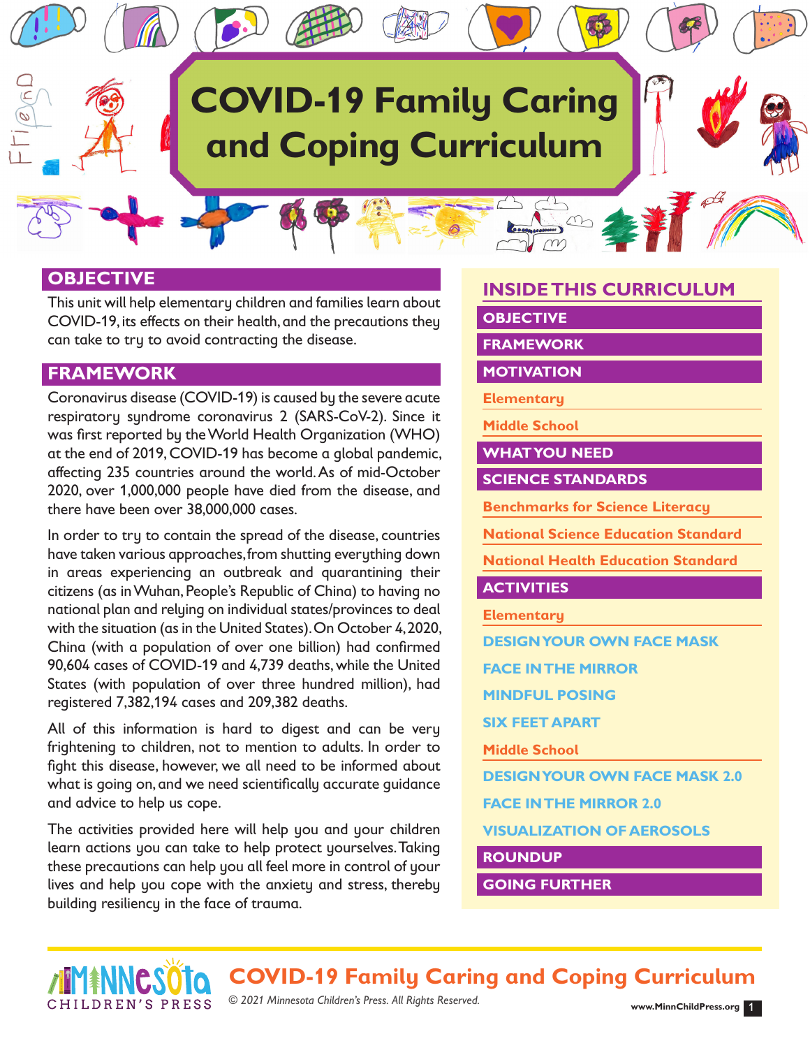# COVID-19 Family Caring and Coping Curriculum

## OBJECTIVE

This unit will help elementary children and families learn about COVID-19, its effects on their health, and the precautions they can take to try to avoid contracting the disease.

## FRAMEWORK

Coronavirus disease (COVID-19) is caused by the severe acute respiratory syndrome coronavirus 2 (SARS-CoV-2). Since it was first reported by the World Health Organization (WHO) at the end of 2019, COVID-19 has become a global pandemic, affecting 235 countries around the world. As of mid-October 2020, over 1,000,000 people have died from the disease, and there have been over 38,000,000 cases.

In order to try to contain the spread of the disease, countries have taken various approaches, from shutting everything down in areas experiencing an outbreak and quarantining their citizens (as in Wuhan, People's Republic of China) to having no national plan and relying on individual states/provinces to deal with the situation (as in the United States). On October 4, 2020, China (with a population of over one billion) had confirmed 90,604 cases of COVID-19 and 4,739 deaths, while the United States (with population of over three hundred million), had registered 7,382,194 cases and 209,382 deaths.

All of this information is hard to digest and can be very frightening to children, not to mention to adults. In order to fight this disease, however, we all need to be informed about what is going on, and we need scientifically accurate guidance and advice to help us cope.

The activities provided here will help you and your children learn actions you can take to help protect yourselves. Taking these precautions can help you all feel more in control of your lives and help you cope with the anxiety and stress, thereby building resiliency in the face of trauma.

## INSIDE THIS CURRICULUM

- OBJECTIVE
- FRAMEWORK
- MOTIVATION
  - Elementary
  - Middle School
- WHAT YOU NEED
- SCIENCE STANDARDS
  - Benchmarks for Science Literacy
  - National Science Education Standard
  - National Health Education Standard
- ACTIVITIES
  - Elementary
    - DESIGN YOUR OWN FACE MASK
    - FACE IN THE MIRROR
    - MINDFUL POSING
    - SIX FEET APART
  - Middle School
    - DESIGN YOUR OWN FACE MASK 2.0
    - FACE IN THE MIRROR 2.0
    - VISUALIZATION OF AEROSOLS
- ROUNDUP
- GOING FURTHER

© 2021 Minnesota Children's Press. All Rights Reserved.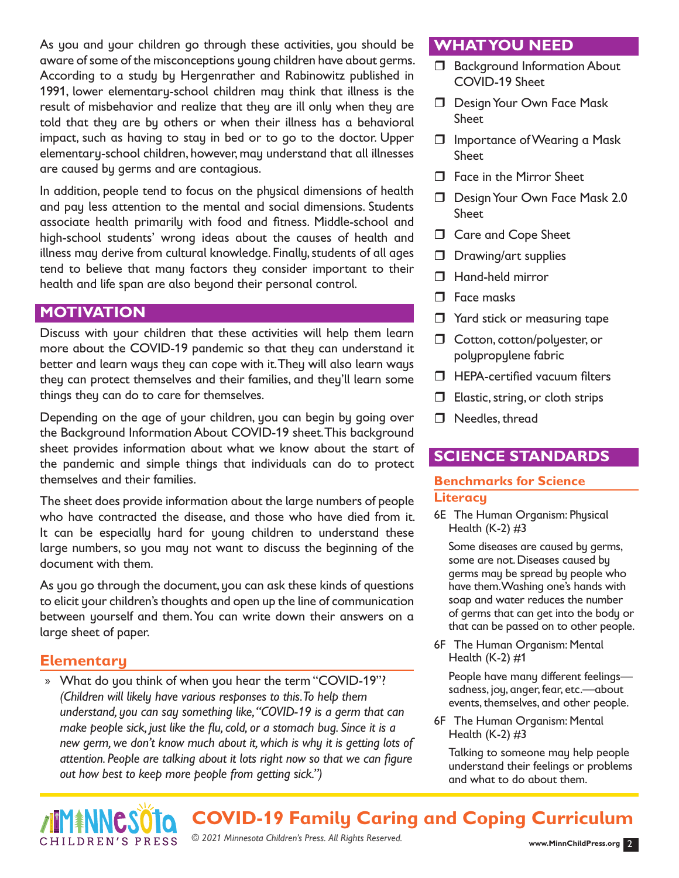As you and your children go through these activities, you should be aware of some of the misconceptions young children have about germs. According to a study by Hergenrather and Rabinowitz published in 1991, lower elementary-school children may think that illness is the result of misbehavior and realize that they are ill only when they are told that they are by others or when their illness has a behavioral impact, such as having to stay in bed or to go to the doctor. Upper elementary-school children, however, may understand that all illnesses are caused by germs and are contagious.

In addition, people tend to focus on the physical dimensions of health and pay less attention to the mental and social dimensions. Students associate health primarily with food and fitness. Middle-school and high-school students' wrong ideas about the causes of health and illness may derive from cultural knowledge. Finally, students of all ages tend to believe that many factors they consider important to their health and life span are also beyond their personal control.

## MOTIVATION

Discuss with your children that these activities will help them learn more about the COVID-19 pandemic so that they can understand it better and learn ways they can cope with it. They will also learn ways they can protect themselves and their families, and they'll learn some things they can do to care for themselves.

Depending on the age of your children, you can begin by going over the Background Information About COVID-19 sheet. This background sheet provides information about what we know about the start of the pandemic and simple things that individuals can do to protect themselves and their families.

The sheet does provide information about the large numbers of people who have contracted the disease, and those who have died from it. It can be especially hard for young children to understand these large numbers, so you may not want to discuss the beginning of the document with them.

As you go through the document, you can ask these kinds of questions to elicit your children's thoughts and open up the line of communication between yourself and them. You can write down their answers on a large sheet of paper.

### Elementary

» What do you think of when you hear the term "COVID-19"? *(Children will likely have various responses to this. To help them understand, you can say something like, "COVID-19 is a germ that can make people sick, just like the flu, cold, or a stomach bug. Since it is a new germ, we don't know much about it, which is why it is getting lots of attention. People are talking about it lots right now so that we can figure out how best to keep more people from getting sick.")*

## WHAT YOU NEED

- ❒ Background Information About COVID-19 Sheet
- ❒ Design Your Own Face Mask Sheet
- ❒ Importance of Wearing a Mask Sheet
- ❒ Face in the Mirror Sheet
- ❒ Design Your Own Face Mask 2.0 Sheet
- ❒ Care and Cope Sheet
- ❒ Drawing/art supplies
- ❒ Hand-held mirror
- ❒ Face masks
- ❒ Yard stick or measuring tape
- ❒ Cotton, cotton/polyester, or polypropylene fabric
- ❒ HEPA-certified vacuum filters
- ❒ Elastic, string, or cloth strips
- ❒ Needles, thread

## SCIENCE STANDARDS

### Benchmarks for Science Literacy

6E The Human Organism: Physical Health (K-2) #3

Some diseases are caused by germs, some are not. Diseases caused by germs may be spread by people who have them. Washing one's hands with soap and water reduces the number of germs that can get into the body or that can be passed on to other people.

6F The Human Organism: Mental Health (K-2) #1

People have many different feelings—sadness, joy, anger, fear, etc.—about events, themselves, and other people.

6F The Human Organism: Mental Health (K-2) #3

Talking to someone may help people understand their feelings or problems and what to do about them.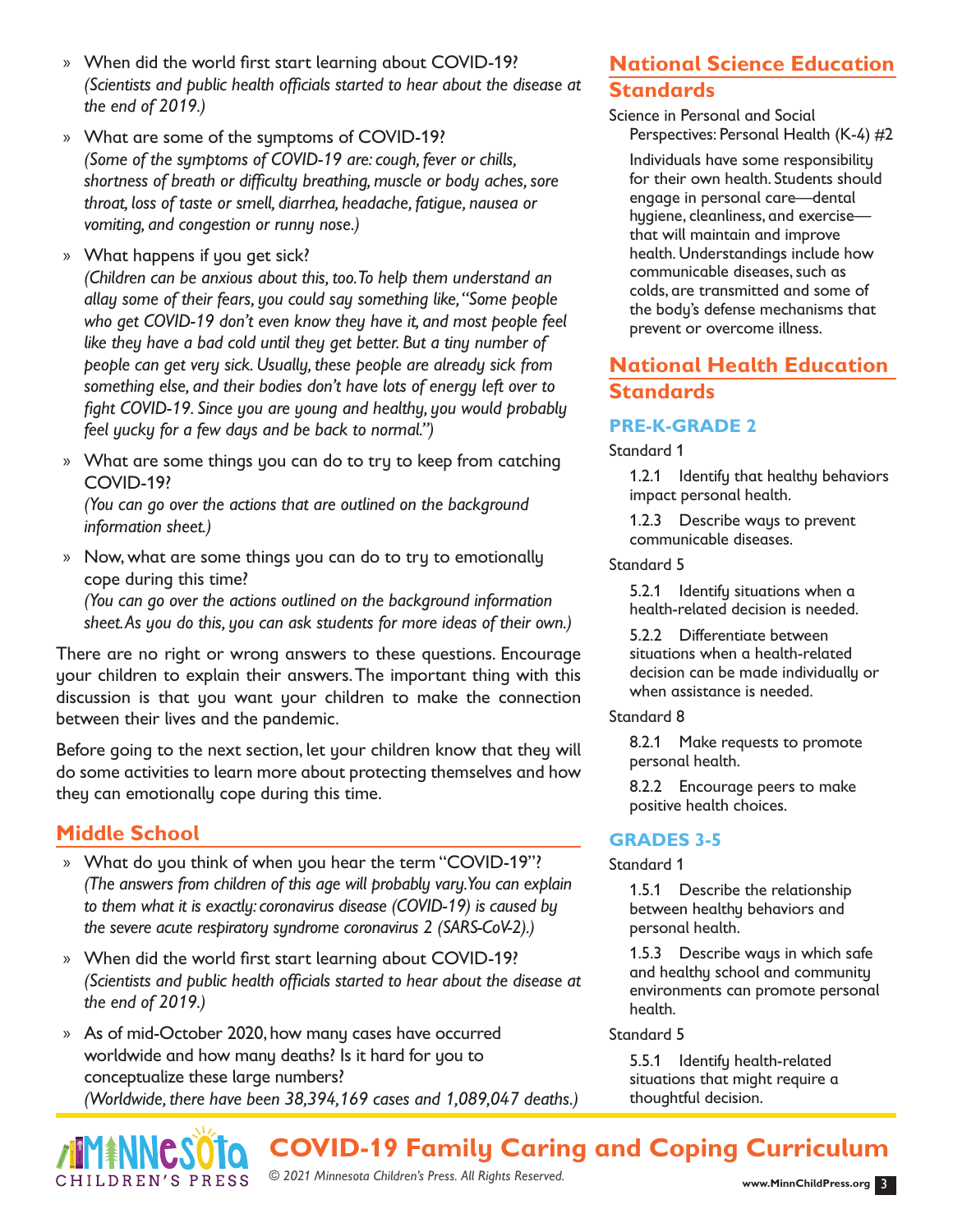- When did the world first start learning about COVID-19?
  *(Scientists and public health officials started to hear about the disease at the end of 2019.)*

- What are some of the symptoms of COVID-19?
  *(Some of the symptoms of COVID-19 are: cough, fever or chills, shortness of breath or difficulty breathing, muscle or body aches, sore throat, loss of taste or smell, diarrhea, headache, fatigue, nausea or vomiting, and congestion or runny nose.)*

- What happens if you get sick?
  *(Children can be anxious about this, too. To help them understand an allay some of their fears, you could say something like, "Some people who get COVID-19 don't even know they have it, and most people feel like they have a bad cold until they get better. But a tiny number of people can get very sick. Usually, these people are already sick from something else, and their bodies don't have lots of energy left over to fight COVID-19. Since you are young and healthy, you would probably feel yucky for a few days and be back to normal.")*

- What are some things you can do to try to keep from catching COVID-19?
  *(You can go over the actions that are outlined on the background information sheet.)*

- Now, what are some things you can do to try to emotionally cope during this time?
  *(You can go over the actions outlined on the background information sheet. As you do this, you can ask students for more ideas of their own.)*

There are no right or wrong answers to these questions. Encourage your children to explain their answers. The important thing with this discussion is that you want your children to make the connection between their lives and the pandemic.

Before going to the next section, let your children know that they will do some activities to learn more about protecting themselves and how they can emotionally cope during this time.

## Middle School

- What do you think of when you hear the term "COVID-19"?
  *(The answers from children of this age will probably vary. You can explain to them what it is exactly: coronavirus disease (COVID-19) is caused by the severe acute respiratory syndrome coronavirus 2 (SARS-CoV-2).)*

- When did the world first start learning about COVID-19?
  *(Scientists and public health officials started to hear about the disease at the end of 2019.)*

- As of mid-October 2020, how many cases have occurred worldwide and how many deaths? Is it hard for you to conceptualize these large numbers?
  *(Worldwide, there have been 38,394,169 cases and 1,089,047 deaths.)*

## National Science Education Standards

Science in Personal and Social Perspectives: Personal Health (K-4) #2

Individuals have some responsibility for their own health. Students should engage in personal care—dental hygiene, cleanliness, and exercise—that will maintain and improve health. Understandings include how communicable diseases, such as colds, are transmitted and some of the body's defense mechanisms that prevent or overcome illness.

## National Health Education Standards

### PRE-K-GRADE 2

Standard 1

1.2.1 Identify that healthy behaviors impact personal health.

1.2.3 Describe ways to prevent communicable diseases.

Standard 5

5.2.1 Identify situations when a health-related decision is needed.

5.2.2 Differentiate between situations when a health-related decision can be made individually or when assistance is needed.

Standard 8

8.2.1 Make requests to promote personal health.

8.2.2 Encourage peers to make positive health choices.

### GRADES 3-5

Standard 1

1.5.1 Describe the relationship between healthy behaviors and personal health.

1.5.3 Describe ways in which safe and healthy school and community environments can promote personal health.

Standard 5

5.5.1 Identify health-related situations that might require a thoughtful decision.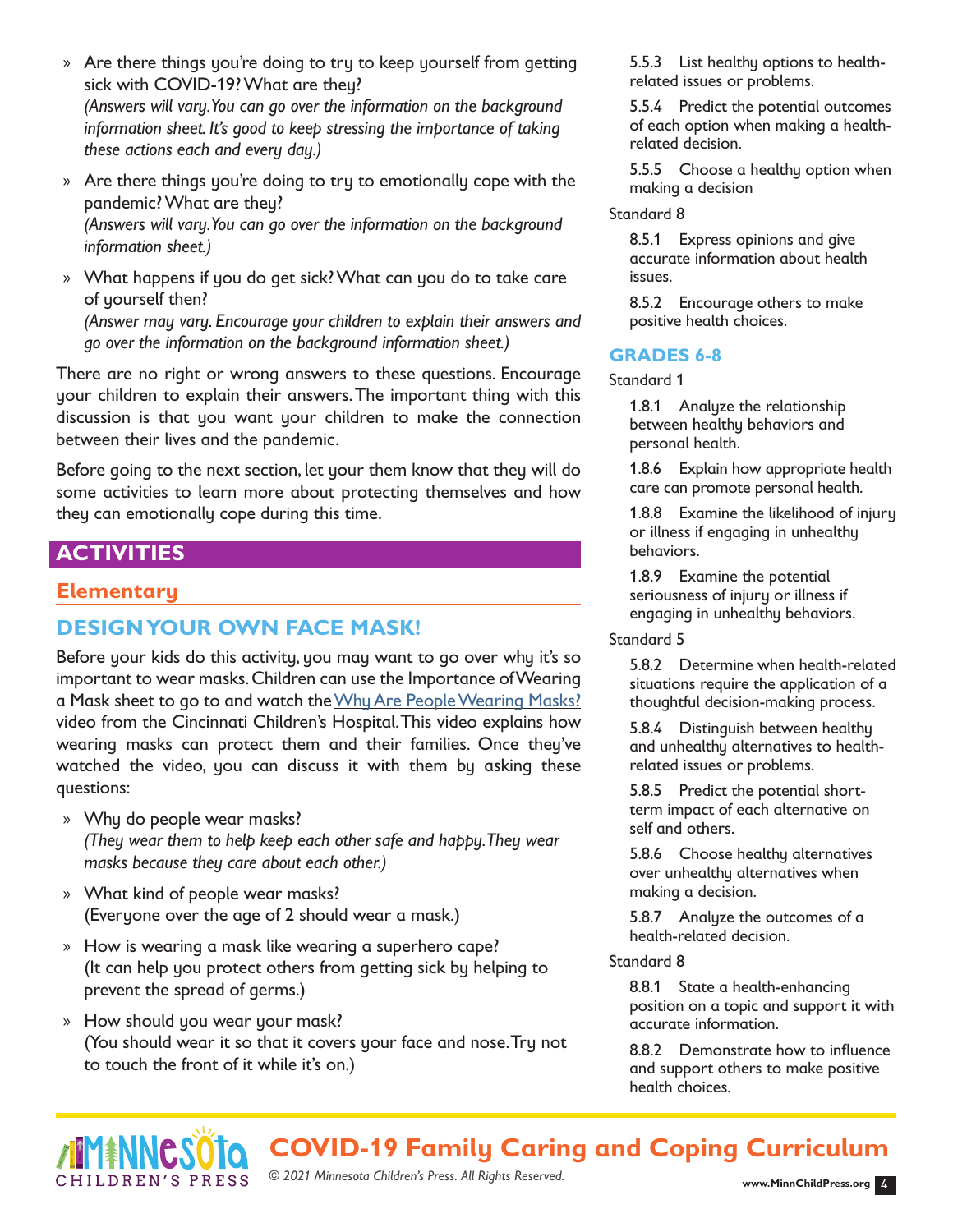- Are there things you're doing to try to keep yourself from getting sick with COVID-19? What are they?
  *(Answers will vary. You can go over the information on the background information sheet. It's good to keep stressing the importance of taking these actions each and every day.)*
- Are there things you're doing to try to emotionally cope with the pandemic? What are they?
  *(Answers will vary. You can go over the information on the background information sheet.)*
- What happens if you do get sick? What can you do to take care of yourself then?
  *(Answer may vary. Encourage your children to explain their answers and go over the information on the background information sheet.)*

There are no right or wrong answers to these questions. Encourage your children to explain their answers. The important thing with this discussion is that you want your children to make the connection between their lives and the pandemic.

Before going to the next section, let your them know that they will do some activities to learn more about protecting themselves and how they can emotionally cope during this time.

## ACTIVITIES

### Elementary

### DESIGN YOUR OWN FACE MASK!

Before your kids do this activity, you may want to go over why it's so important to wear masks. Children can use the Importance of Wearing a Mask sheet to go to and watch the Why Are People Wearing Masks? video from the Cincinnati Children's Hospital. This video explains how wearing masks can protect them and their families. Once they've watched the video, you can discuss it with them by asking these questions:

- Why do people wear masks?
  *(They wear them to help keep each other safe and happy. They wear masks because they care about each other.)*
- What kind of people wear masks?
  (Everyone over the age of 2 should wear a mask.)
- How is wearing a mask like wearing a superhero cape?
  (It can help you protect others from getting sick by helping to prevent the spread of germs.)
- How should you wear your mask?
  (You should wear it so that it covers your face and nose. Try not to touch the front of it while it's on.)

5.5.3 List healthy options to health-related issues or problems.

5.5.4 Predict the potential outcomes of each option when making a health-related decision.

5.5.5 Choose a healthy option when making a decision

Standard 8

8.5.1 Express opinions and give accurate information about health issues.

8.5.2 Encourage others to make positive health choices.

### GRADES 6-8

Standard 1

1.8.1 Analyze the relationship between healthy behaviors and personal health.

1.8.6 Explain how appropriate health care can promote personal health.

1.8.8 Examine the likelihood of injury or illness if engaging in unhealthy behaviors.

1.8.9 Examine the potential seriousness of injury or illness if engaging in unhealthy behaviors.

Standard 5

5.8.2 Determine when health-related situations require the application of a thoughtful decision-making process.

5.8.4 Distinguish between healthy and unhealthy alternatives to health-related issues or problems.

5.8.5 Predict the potential short-term impact of each alternative on self and others.

5.8.6 Choose healthy alternatives over unhealthy alternatives when making a decision.

5.8.7 Analyze the outcomes of a health-related decision.

Standard 8

8.8.1 State a health-enhancing position on a topic and support it with accurate information.

8.8.2 Demonstrate how to influence and support others to make positive health choices.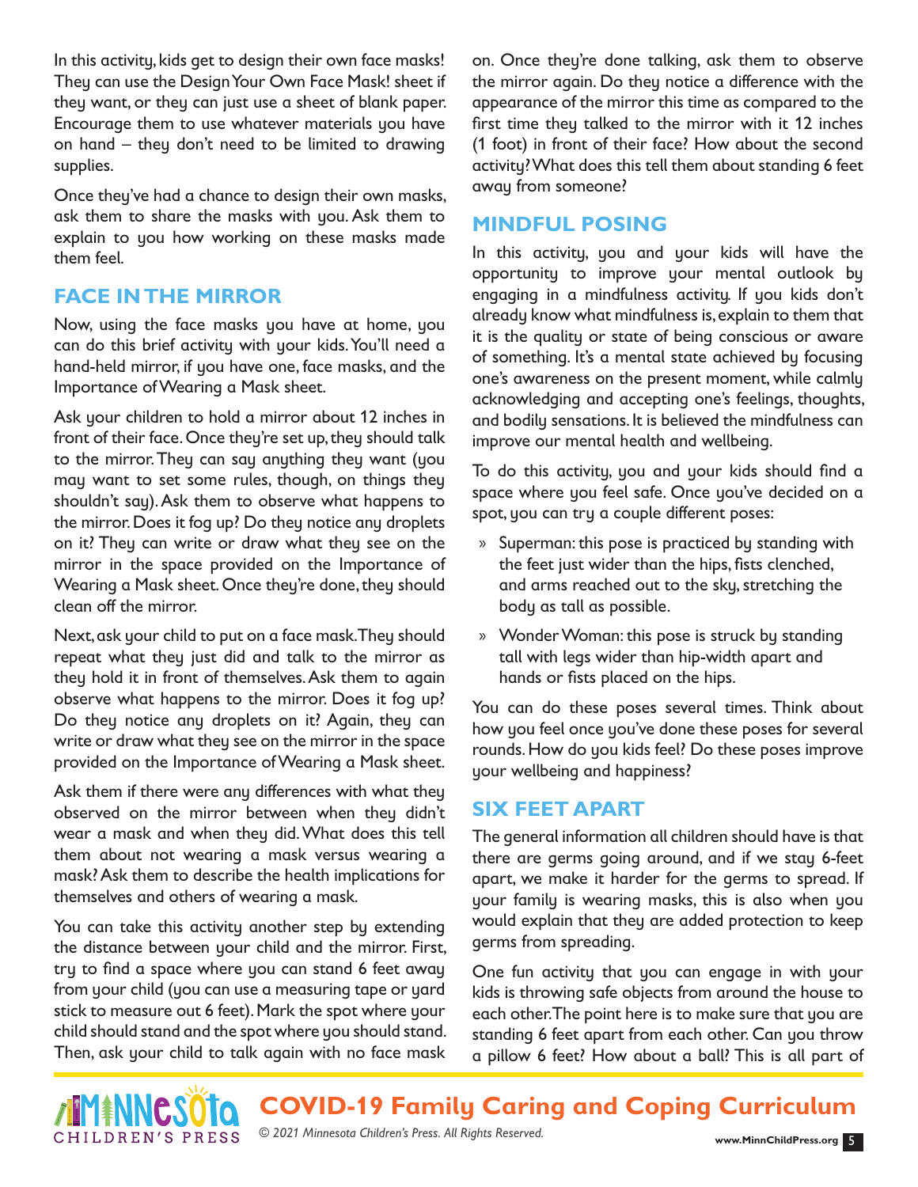In this activity, kids get to design their own face masks! They can use the Design Your Own Face Mask! sheet if they want, or they can just use a sheet of blank paper. Encourage them to use whatever materials you have on hand – they don't need to be limited to drawing supplies.

Once they've had a chance to design their own masks, ask them to share the masks with you. Ask them to explain to you how working on these masks made them feel.

## FACE IN THE MIRROR

Now, using the face masks you have at home, you can do this brief activity with your kids. You'll need a hand-held mirror, if you have one, face masks, and the Importance of Wearing a Mask sheet.

Ask your children to hold a mirror about 12 inches in front of their face. Once they're set up, they should talk to the mirror. They can say anything they want (you may want to set some rules, though, on things they shouldn't say). Ask them to observe what happens to the mirror. Does it fog up? Do they notice any droplets on it? They can write or draw what they see on the mirror in the space provided on the Importance of Wearing a Mask sheet. Once they're done, they should clean off the mirror.

Next, ask your child to put on a face mask. They should repeat what they just did and talk to the mirror as they hold it in front of themselves. Ask them to again observe what happens to the mirror. Does it fog up? Do they notice any droplets on it? Again, they can write or draw what they see on the mirror in the space provided on the Importance of Wearing a Mask sheet.

Ask them if there were any differences with what they observed on the mirror between when they didn't wear a mask and when they did. What does this tell them about not wearing a mask versus wearing a mask? Ask them to describe the health implications for themselves and others of wearing a mask.

You can take this activity another step by extending the distance between your child and the mirror. First, try to find a space where you can stand 6 feet away from your child (you can use a measuring tape or yard stick to measure out 6 feet). Mark the spot where your child should stand and the spot where you should stand. Then, ask your child to talk again with no face mask on. Once they're done talking, ask them to observe the mirror again. Do they notice a difference with the appearance of the mirror this time as compared to the first time they talked to the mirror with it 12 inches (1 foot) in front of their face? How about the second activity? What does this tell them about standing 6 feet away from someone?

## MINDFUL POSING

In this activity, you and your kids will have the opportunity to improve your mental outlook by engaging in a mindfulness activity. If you kids don't already know what mindfulness is, explain to them that it is the quality or state of being conscious or aware of something. It's a mental state achieved by focusing one's awareness on the present moment, while calmly acknowledging and accepting one's feelings, thoughts, and bodily sensations. It is believed the mindfulness can improve our mental health and wellbeing.

To do this activity, you and your kids should find a space where you feel safe. Once you've decided on a spot, you can try a couple different poses:

- Superman: this pose is practiced by standing with the feet just wider than the hips, fists clenched, and arms reached out to the sky, stretching the body as tall as possible.
- Wonder Woman: this pose is struck by standing tall with legs wider than hip-width apart and hands or fists placed on the hips.

You can do these poses several times. Think about how you feel once you've done these poses for several rounds. How do you kids feel? Do these poses improve your wellbeing and happiness?

## SIX FEET APART

The general information all children should have is that there are germs going around, and if we stay 6-feet apart, we make it harder for the germs to spread. If your family is wearing masks, this is also when you would explain that they are added protection to keep germs from spreading.

One fun activity that you can engage in with your kids is throwing safe objects from around the house to each other. The point here is to make sure that you are standing 6 feet apart from each other. Can you throw a pillow 6 feet? How about a ball? This is all part of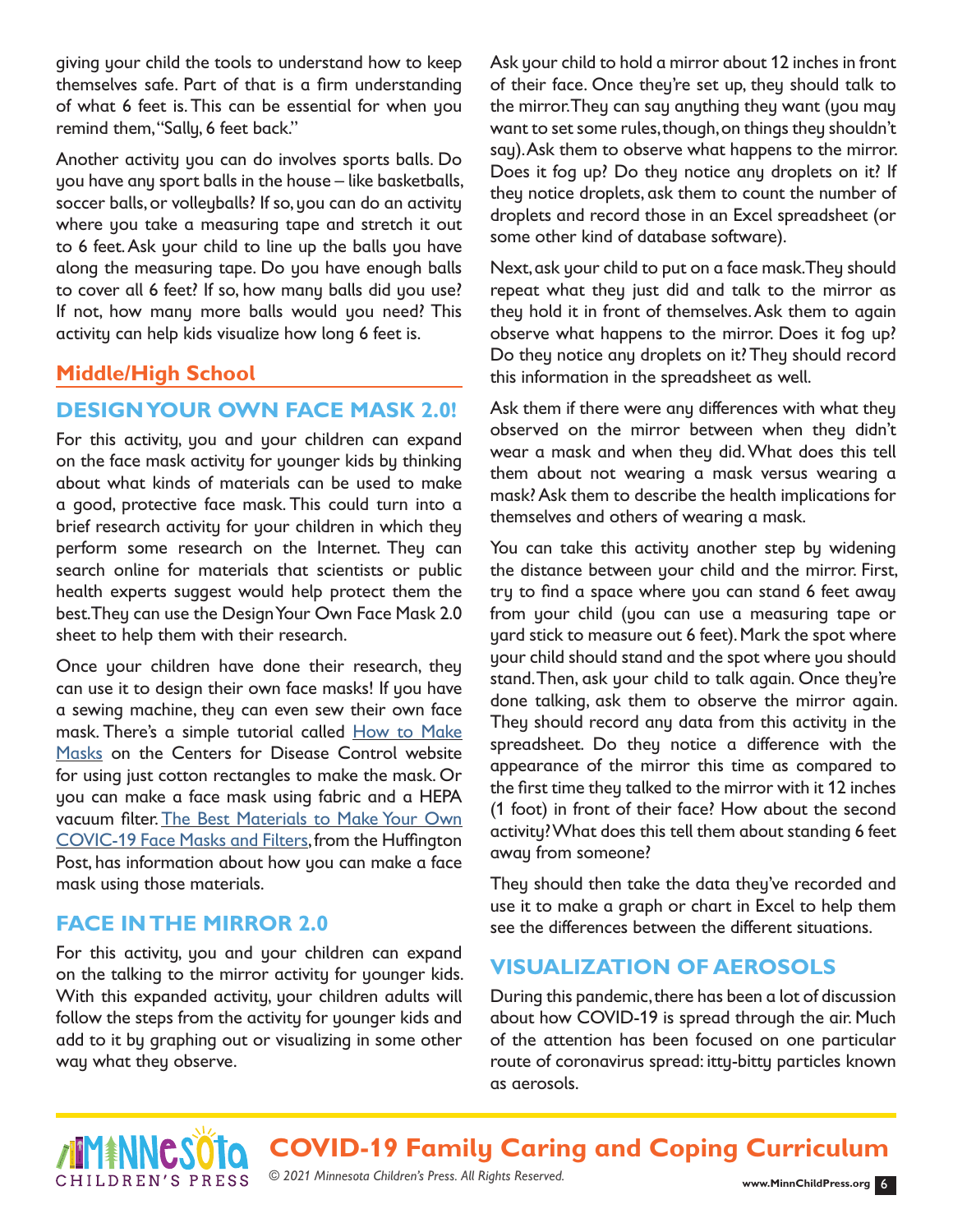giving your child the tools to understand how to keep themselves safe. Part of that is a firm understanding of what 6 feet is. This can be essential for when you remind them, "Sally, 6 feet back."

Another activity you can do involves sports balls. Do you have any sport balls in the house – like basketballs, soccer balls, or volleyballs? If so, you can do an activity where you take a measuring tape and stretch it out to 6 feet. Ask your child to line up the balls you have along the measuring tape. Do you have enough balls to cover all 6 feet? If so, how many balls did you use? If not, how many more balls would you need? This activity can help kids visualize how long 6 feet is.

## Middle/High School

### DESIGN YOUR OWN FACE MASK 2.0!

For this activity, you and your children can expand on the face mask activity for younger kids by thinking about what kinds of materials can be used to make a good, protective face mask. This could turn into a brief research activity for your children in which they perform some research on the Internet. They can search online for materials that scientists or public health experts suggest would help protect them the best. They can use the Design Your Own Face Mask 2.0 sheet to help them with their research.

Once your children have done their research, they can use it to design their own face masks! If you have a sewing machine, they can even sew their own face mask. There's a simple tutorial called How to Make Masks on the Centers for Disease Control website for using just cotton rectangles to make the mask. Or you can make a face mask using fabric and a HEPA vacuum filter. The Best Materials to Make Your Own COVIC-19 Face Masks and Filters, from the Huffington Post, has information about how you can make a face mask using those materials.

### FACE IN THE MIRROR 2.0

For this activity, you and your children can expand on the talking to the mirror activity for younger kids. With this expanded activity, your children adults will follow the steps from the activity for younger kids and add to it by graphing out or visualizing in some other way what they observe.

Ask your child to hold a mirror about 12 inches in front of their face. Once they're set up, they should talk to the mirror. They can say anything they want (you may want to set some rules, though, on things they shouldn't say). Ask them to observe what happens to the mirror. Does it fog up? Do they notice any droplets on it? If they notice droplets, ask them to count the number of droplets and record those in an Excel spreadsheet (or some other kind of database software).

Next, ask your child to put on a face mask. They should repeat what they just did and talk to the mirror as they hold it in front of themselves. Ask them to again observe what happens to the mirror. Does it fog up? Do they notice any droplets on it? They should record this information in the spreadsheet as well.

Ask them if there were any differences with what they observed on the mirror between when they didn't wear a mask and when they did. What does this tell them about not wearing a mask versus wearing a mask? Ask them to describe the health implications for themselves and others of wearing a mask.

You can take this activity another step by widening the distance between your child and the mirror. First, try to find a space where you can stand 6 feet away from your child (you can use a measuring tape or yard stick to measure out 6 feet). Mark the spot where your child should stand and the spot where you should stand. Then, ask your child to talk again. Once they're done talking, ask them to observe the mirror again. They should record any data from this activity in the spreadsheet. Do they notice a difference with the appearance of the mirror this time as compared to the first time they talked to the mirror with it 12 inches (1 foot) in front of their face? How about the second activity? What does this tell them about standing 6 feet away from someone?

They should then take the data they've recorded and use it to make a graph or chart in Excel to help them see the differences between the different situations.

### VISUALIZATION OF AEROSOLS

During this pandemic, there has been a lot of discussion about how COVID-19 is spread through the air. Much of the attention has been focused on one particular route of coronavirus spread: itty-bitty particles known as aerosols.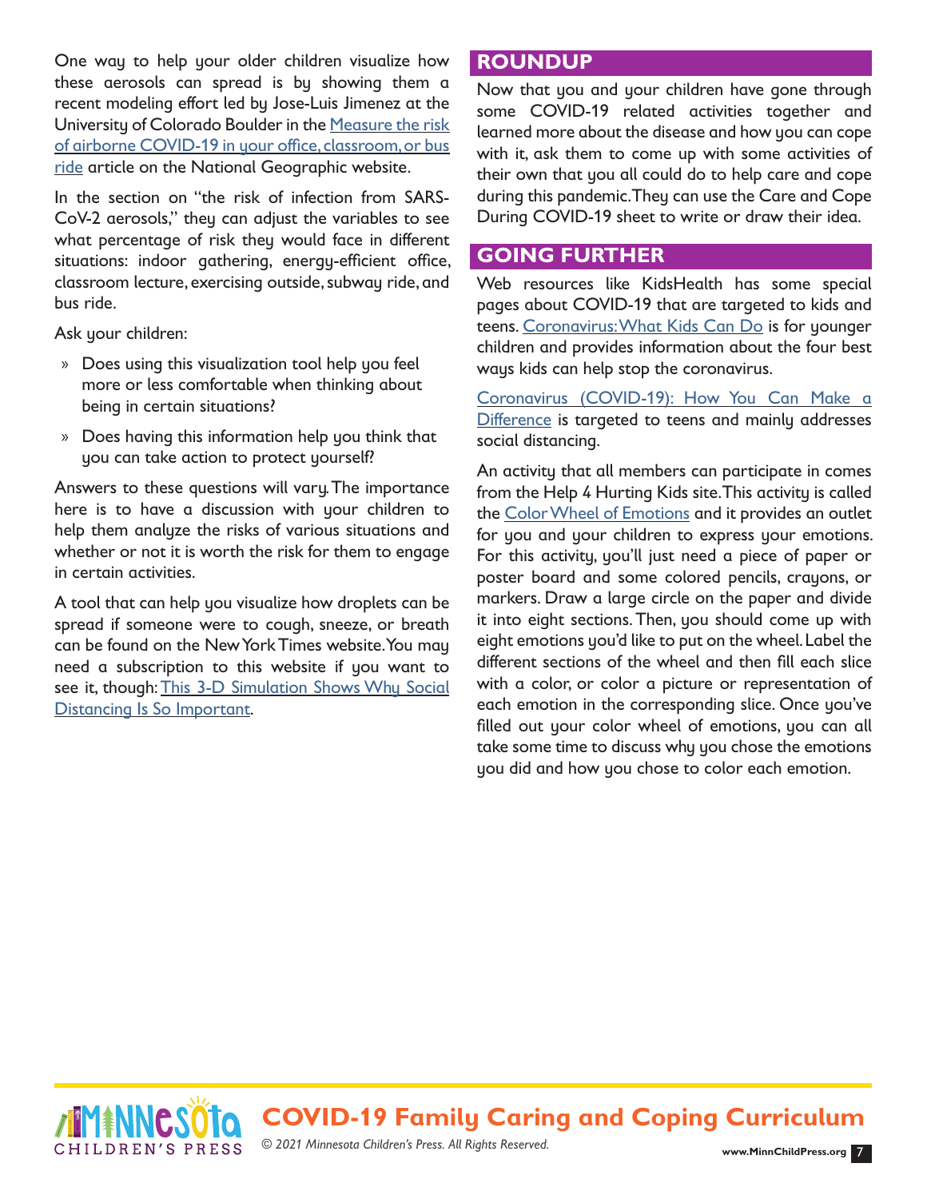One way to help your older children visualize how these aerosols can spread is by showing them a recent modeling effort led by Jose-Luis Jimenez at the University of Colorado Boulder in the Measure the risk of airborne COVID-19 in your office, classroom, or bus ride article on the National Geographic website.

In the section on "the risk of infection from SARS-CoV-2 aerosols," they can adjust the variables to see what percentage of risk they would face in different situations: indoor gathering, energy-efficient office, classroom lecture, exercising outside, subway ride, and bus ride.

Ask your children:

- Does using this visualization tool help you feel more or less comfortable when thinking about being in certain situations?
- Does having this information help you think that you can take action to protect yourself?

Answers to these questions will vary. The importance here is to have a discussion with your children to help them analyze the risks of various situations and whether or not it is worth the risk for them to engage in certain activities.

A tool that can help you visualize how droplets can be spread if someone were to cough, sneeze, or breath can be found on the New York Times website. You may need a subscription to this website if you want to see it, though: This 3-D Simulation Shows Why Social Distancing Is So Important.

## ROUNDUP

Now that you and your children have gone through some COVID-19 related activities together and learned more about the disease and how you can cope with it, ask them to come up with some activities of their own that you all could do to help care and cope during this pandemic. They can use the Care and Cope During COVID-19 sheet to write or draw their idea.

## GOING FURTHER

Web resources like KidsHealth has some special pages about COVID-19 that are targeted to kids and teens. Coronavirus: What Kids Can Do is for younger children and provides information about the four best ways kids can help stop the coronavirus.

Coronavirus (COVID-19): How You Can Make a Difference is targeted to teens and mainly addresses social distancing.

An activity that all members can participate in comes from the Help 4 Hurting Kids site. This activity is called the Color Wheel of Emotions and it provides an outlet for you and your children to express your emotions. For this activity, you'll just need a piece of paper or poster board and some colored pencils, crayons, or markers. Draw a large circle on the paper and divide it into eight sections. Then, you should come up with eight emotions you'd like to put on the wheel. Label the different sections of the wheel and then fill each slice with a color, or color a picture or representation of each emotion in the corresponding slice. Once you've filled out your color wheel of emotions, you can all take some time to discuss why you chose the emotions you did and how you chose to color each emotion.